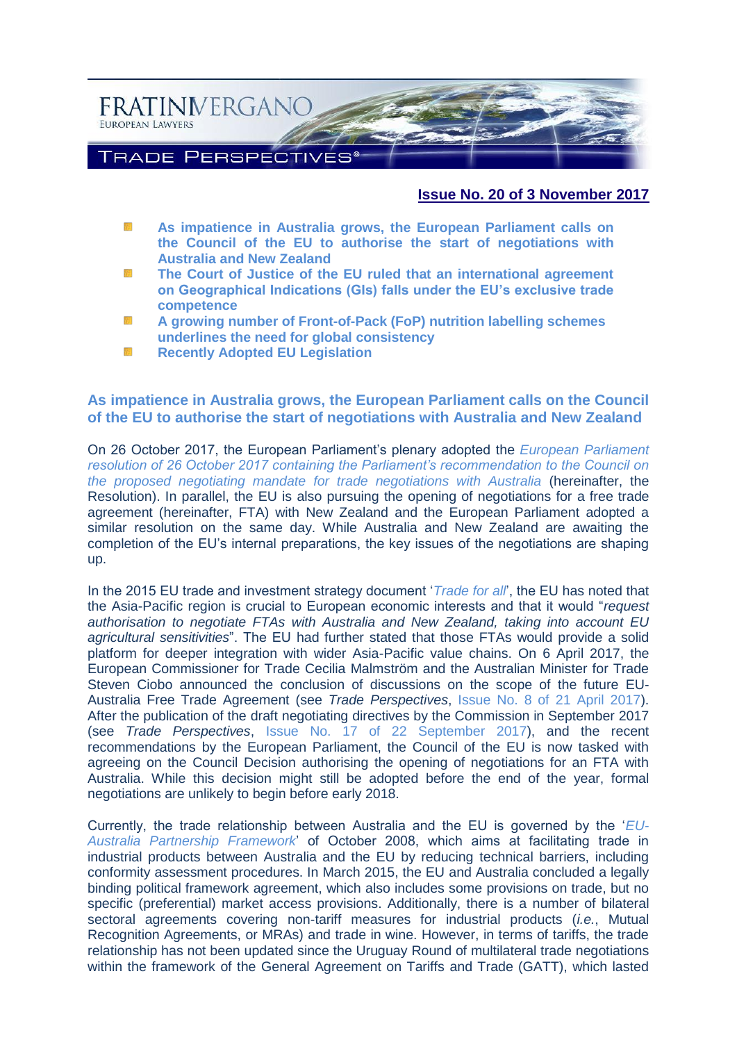FRATINIVERGANO
EUROPEAN LAWYERS

TRADE PERSPECTIVES®

**Issue No. 20 of 3 November 2017**

- **As impatience in Australia grows, the European Parliament calls on the Council of the EU to authorise the start of negotiations with Australia and New Zealand**
- **The Court of Justice of the EU ruled that an international agreement on Geographical Indications (GIs) falls under the EU's exclusive trade competence**
- **A growing number of Front-of-Pack (FoP) nutrition labelling schemes underlines the need for global consistency**
- **Recently Adopted EU Legislation**

## As impatience in Australia grows, the European Parliament calls on the Council of the EU to authorise the start of negotiations with Australia and New Zealand

On 26 October 2017, the European Parliament's plenary adopted the *European Parliament resolution of 26 October 2017 containing the Parliament's recommendation to the Council on the proposed negotiating mandate for trade negotiations with Australia* (hereinafter, the Resolution). In parallel, the EU is also pursuing the opening of negotiations for a free trade agreement (hereinafter, FTA) with New Zealand and the European Parliament adopted a similar resolution on the same day. While Australia and New Zealand are awaiting the completion of the EU's internal preparations, the key issues of the negotiations are shaping up.

In the 2015 EU trade and investment strategy document '*Trade for all*', the EU has noted that the Asia-Pacific region is crucial to European economic interests and that it would "*request authorisation to negotiate FTAs with Australia and New Zealand, taking into account EU agricultural sensitivities*". The EU had further stated that those FTAs would provide a solid platform for deeper integration with wider Asia-Pacific value chains. On 6 April 2017, the European Commissioner for Trade Cecilia Malmström and the Australian Minister for Trade Steven Ciobo announced the conclusion of discussions on the scope of the future EU-Australia Free Trade Agreement (see *Trade Perspectives*, Issue No. 8 of 21 April 2017). After the publication of the draft negotiating directives by the Commission in September 2017 (see *Trade Perspectives*, Issue No. 17 of 22 September 2017), and the recent recommendations by the European Parliament, the Council of the EU is now tasked with agreeing on the Council Decision authorising the opening of negotiations for an FTA with Australia. While this decision might still be adopted before the end of the year, formal negotiations are unlikely to begin before early 2018.

Currently, the trade relationship between Australia and the EU is governed by the '*EU-Australia Partnership Framework*' of October 2008, which aims at facilitating trade in industrial products between Australia and the EU by reducing technical barriers, including conformity assessment procedures. In March 2015, the EU and Australia concluded a legally binding political framework agreement, which also includes some provisions on trade, but no specific (preferential) market access provisions. Additionally, there is a number of bilateral sectoral agreements covering non-tariff measures for industrial products (*i.e.*, Mutual Recognition Agreements, or MRAs) and trade in wine. However, in terms of tariffs, the trade relationship has not been updated since the Uruguay Round of multilateral trade negotiations within the framework of the General Agreement on Tariffs and Trade (GATT), which lasted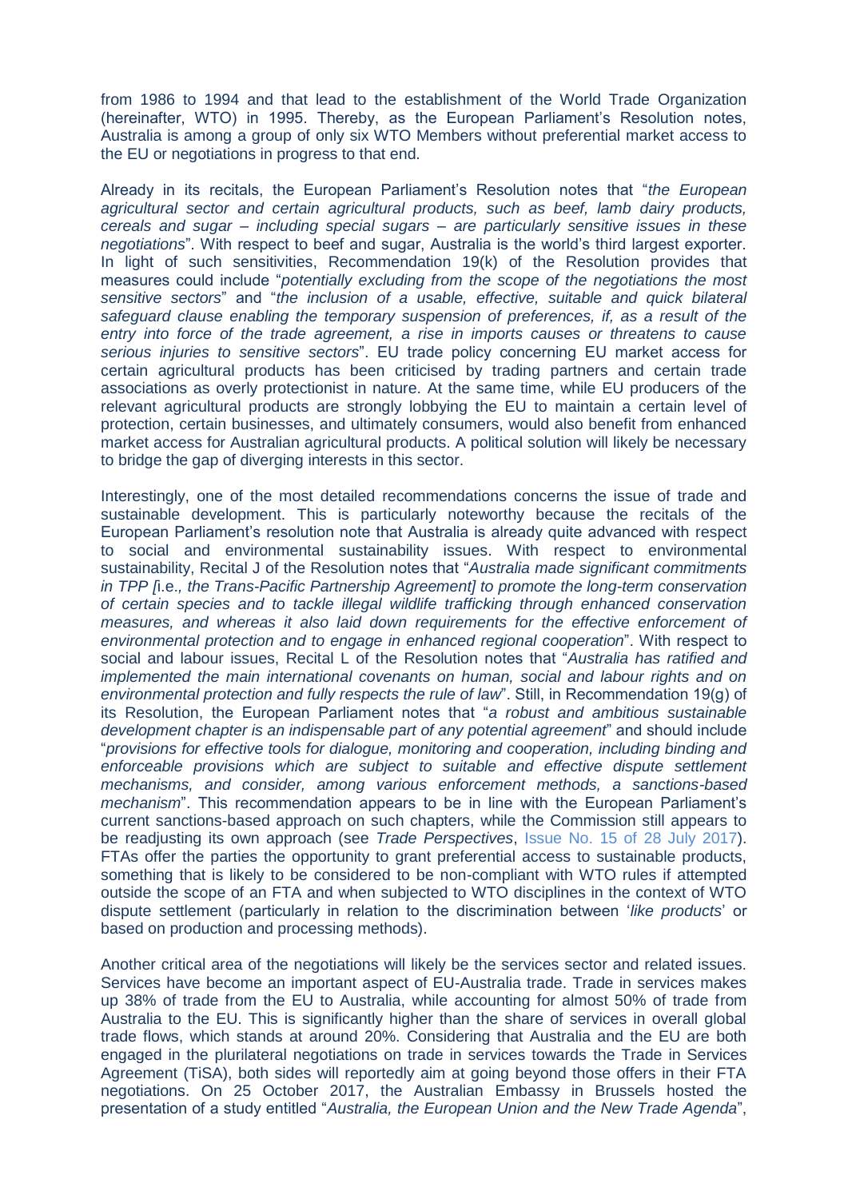from 1986 to 1994 and that lead to the establishment of the World Trade Organization (hereinafter, WTO) in 1995. Thereby, as the European Parliament's Resolution notes, Australia is among a group of only six WTO Members without preferential market access to the EU or negotiations in progress to that end.

Already in its recitals, the European Parliament's Resolution notes that "*the European agricultural sector and certain agricultural products, such as beef, lamb dairy products, cereals and sugar – including special sugars – are particularly sensitive issues in these negotiations*". With respect to beef and sugar, Australia is the world's third largest exporter. In light of such sensitivities, Recommendation 19(k) of the Resolution provides that measures could include "*potentially excluding from the scope of the negotiations the most sensitive sectors*" and "*the inclusion of a usable, effective, suitable and quick bilateral safeguard clause enabling the temporary suspension of preferences, if, as a result of the entry into force of the trade agreement, a rise in imports causes or threatens to cause serious injuries to sensitive sectors*". EU trade policy concerning EU market access for certain agricultural products has been criticised by trading partners and certain trade associations as overly protectionist in nature. At the same time, while EU producers of the relevant agricultural products are strongly lobbying the EU to maintain a certain level of protection, certain businesses, and ultimately consumers, would also benefit from enhanced market access for Australian agricultural products. A political solution will likely be necessary to bridge the gap of diverging interests in this sector.

Interestingly, one of the most detailed recommendations concerns the issue of trade and sustainable development. This is particularly noteworthy because the recitals of the European Parliament's resolution note that Australia is already quite advanced with respect to social and environmental sustainability issues. With respect to environmental sustainability, Recital J of the Resolution notes that "*Australia made significant commitments in TPP [*i.e.*, the Trans-Pacific Partnership Agreement] to promote the long-term conservation of certain species and to tackle illegal wildlife trafficking through enhanced conservation measures, and whereas it also laid down requirements for the effective enforcement of environmental protection and to engage in enhanced regional cooperation*". With respect to social and labour issues, Recital L of the Resolution notes that "*Australia has ratified and implemented the main international covenants on human, social and labour rights and on environmental protection and fully respects the rule of law*". Still, in Recommendation 19(g) of its Resolution, the European Parliament notes that "*a robust and ambitious sustainable development chapter is an indispensable part of any potential agreement*" and should include "*provisions for effective tools for dialogue, monitoring and cooperation, including binding and enforceable provisions which are subject to suitable and effective dispute settlement mechanisms, and consider, among various enforcement methods, a sanctions-based mechanism*". This recommendation appears to be in line with the European Parliament's current sanctions-based approach on such chapters, while the Commission still appears to be readjusting its own approach (see *Trade Perspectives*, Issue No. 15 of 28 July 2017). FTAs offer the parties the opportunity to grant preferential access to sustainable products, something that is likely to be considered to be non-compliant with WTO rules if attempted outside the scope of an FTA and when subjected to WTO disciplines in the context of WTO dispute settlement (particularly in relation to the discrimination between '*like products*' or based on production and processing methods).

Another critical area of the negotiations will likely be the services sector and related issues. Services have become an important aspect of EU-Australia trade. Trade in services makes up 38% of trade from the EU to Australia, while accounting for almost 50% of trade from Australia to the EU. This is significantly higher than the share of services in overall global trade flows, which stands at around 20%. Considering that Australia and the EU are both engaged in the plurilateral negotiations on trade in services towards the Trade in Services Agreement (TiSA), both sides will reportedly aim at going beyond those offers in their FTA negotiations. On 25 October 2017, the Australian Embassy in Brussels hosted the presentation of a study entitled "*Australia, the European Union and the New Trade Agenda*",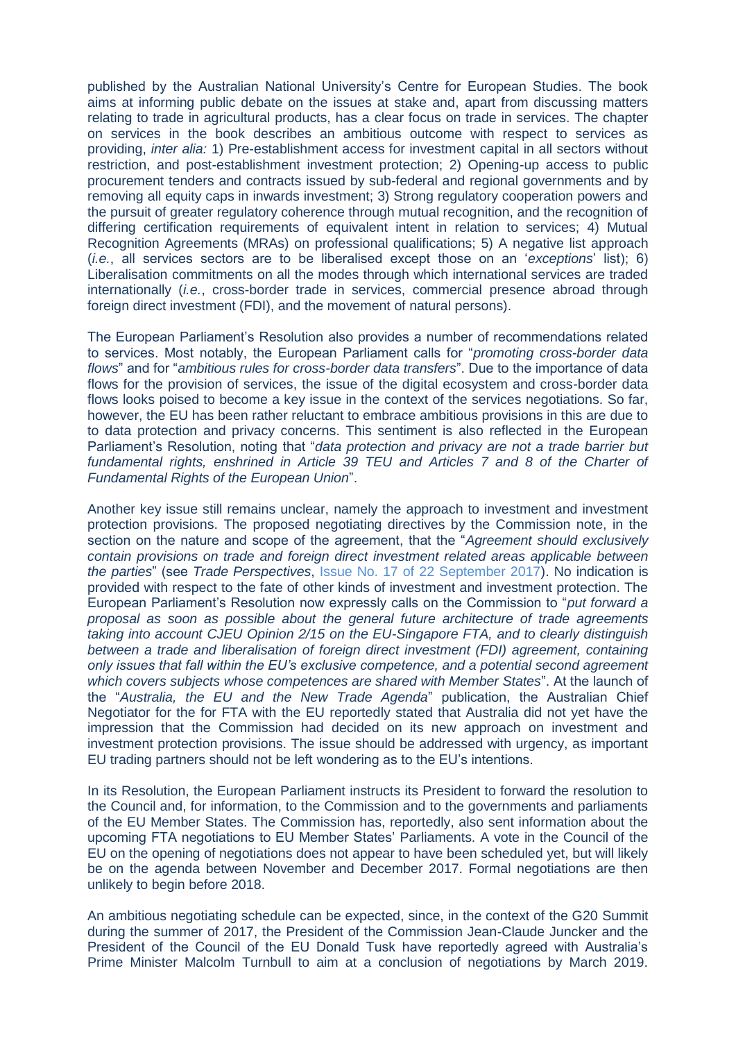published by the Australian National University's Centre for European Studies. The book aims at informing public debate on the issues at stake and, apart from discussing matters relating to trade in agricultural products, has a clear focus on trade in services. The chapter on services in the book describes an ambitious outcome with respect to services as providing, *inter alia:* 1) Pre-establishment access for investment capital in all sectors without restriction, and post-establishment investment protection; 2) Opening-up access to public procurement tenders and contracts issued by sub-federal and regional governments and by removing all equity caps in inwards investment; 3) Strong regulatory cooperation powers and the pursuit of greater regulatory coherence through mutual recognition, and the recognition of differing certification requirements of equivalent intent in relation to services; 4) Mutual Recognition Agreements (MRAs) on professional qualifications; 5) A negative list approach (*i.e.*, all services sectors are to be liberalised except those on an '*exceptions*' list); 6) Liberalisation commitments on all the modes through which international services are traded internationally (*i.e.*, cross-border trade in services, commercial presence abroad through foreign direct investment (FDI), and the movement of natural persons).

The European Parliament's Resolution also provides a number of recommendations related to services. Most notably, the European Parliament calls for "*promoting cross-border data flows*" and for "*ambitious rules for cross-border data transfers*". Due to the importance of data flows for the provision of services, the issue of the digital ecosystem and cross-border data flows looks poised to become a key issue in the context of the services negotiations. So far, however, the EU has been rather reluctant to embrace ambitious provisions in this are due to to data protection and privacy concerns. This sentiment is also reflected in the European Parliament's Resolution, noting that "*data protection and privacy are not a trade barrier but fundamental rights, enshrined in Article 39 TEU and Articles 7 and 8 of the Charter of Fundamental Rights of the European Union*".

Another key issue still remains unclear, namely the approach to investment and investment protection provisions. The proposed negotiating directives by the Commission note, in the section on the nature and scope of the agreement, that the "*Agreement should exclusively contain provisions on trade and foreign direct investment related areas applicable between the parties*" (see *Trade Perspectives*, Issue No. 17 of 22 September 2017). No indication is provided with respect to the fate of other kinds of investment and investment protection. The European Parliament's Resolution now expressly calls on the Commission to "*put forward a proposal as soon as possible about the general future architecture of trade agreements taking into account CJEU Opinion 2/15 on the EU-Singapore FTA, and to clearly distinguish between a trade and liberalisation of foreign direct investment (FDI) agreement, containing only issues that fall within the EU's exclusive competence, and a potential second agreement which covers subjects whose competences are shared with Member States*". At the launch of the "*Australia, the EU and the New Trade Agenda*" publication, the Australian Chief Negotiator for the for FTA with the EU reportedly stated that Australia did not yet have the impression that the Commission had decided on its new approach on investment and investment protection provisions. The issue should be addressed with urgency, as important EU trading partners should not be left wondering as to the EU's intentions.

In its Resolution, the European Parliament instructs its President to forward the resolution to the Council and, for information, to the Commission and to the governments and parliaments of the EU Member States. The Commission has, reportedly, also sent information about the upcoming FTA negotiations to EU Member States' Parliaments. A vote in the Council of the EU on the opening of negotiations does not appear to have been scheduled yet, but will likely be on the agenda between November and December 2017. Formal negotiations are then unlikely to begin before 2018.

An ambitious negotiating schedule can be expected, since, in the context of the G20 Summit during the summer of 2017, the President of the Commission Jean-Claude Juncker and the President of the Council of the EU Donald Tusk have reportedly agreed with Australia's Prime Minister Malcolm Turnbull to aim at a conclusion of negotiations by March 2019.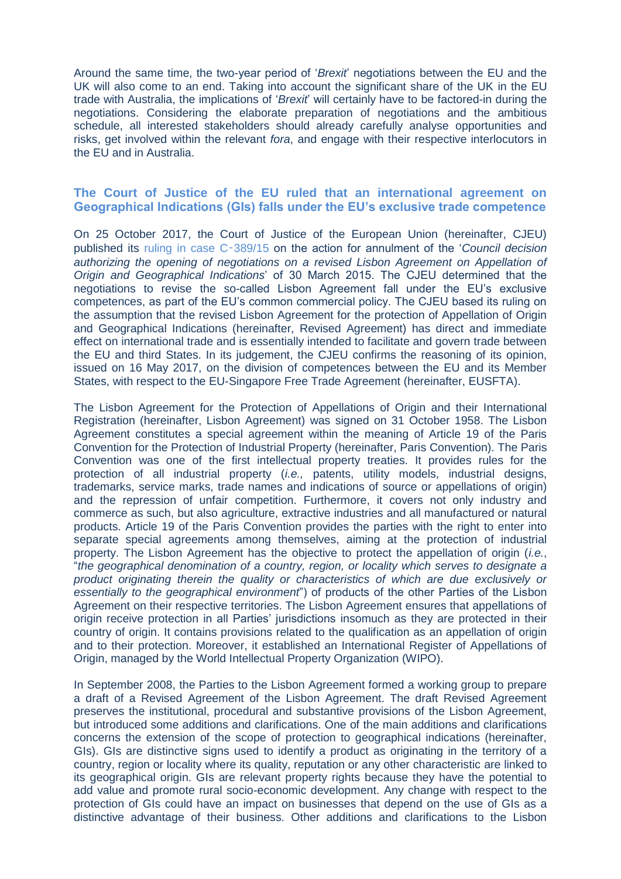Around the same time, the two-year period of '*Brexit*' negotiations between the EU and the UK will also come to an end. Taking into account the significant share of the UK in the EU trade with Australia, the implications of '*Brexit*' will certainly have to be factored-in during the negotiations. Considering the elaborate preparation of negotiations and the ambitious schedule, all interested stakeholders should already carefully analyse opportunities and risks, get involved within the relevant *fora*, and engage with their respective interlocutors in the EU and in Australia.

## The Court of Justice of the EU ruled that an international agreement on Geographical Indications (GIs) falls under the EU's exclusive trade competence

On 25 October 2017, the Court of Justice of the European Union (hereinafter, CJEU) published its ruling in case C-389/15 on the action for annulment of the '*Council decision authorizing the opening of negotiations on a revised Lisbon Agreement on Appellation of Origin and Geographical Indications*' of 30 March 2015. The CJEU determined that the negotiations to revise the so-called Lisbon Agreement fall under the EU's exclusive competences, as part of the EU's common commercial policy. The CJEU based its ruling on the assumption that the revised Lisbon Agreement for the protection of Appellation of Origin and Geographical Indications (hereinafter, Revised Agreement) has direct and immediate effect on international trade and is essentially intended to facilitate and govern trade between the EU and third States. In its judgement, the CJEU confirms the reasoning of its opinion, issued on 16 May 2017, on the division of competences between the EU and its Member States, with respect to the EU-Singapore Free Trade Agreement (hereinafter, EUSFTA).

The Lisbon Agreement for the Protection of Appellations of Origin and their International Registration (hereinafter, Lisbon Agreement) was signed on 31 October 1958. The Lisbon Agreement constitutes a special agreement within the meaning of Article 19 of the Paris Convention for the Protection of Industrial Property (hereinafter, Paris Convention). The Paris Convention was one of the first intellectual property treaties. It provides rules for the protection of all industrial property (*i.e.,* patents, utility models, industrial designs, trademarks, service marks, trade names and indications of source or appellations of origin) and the repression of unfair competition. Furthermore, it covers not only industry and commerce as such, but also agriculture, extractive industries and all manufactured or natural products. Article 19 of the Paris Convention provides the parties with the right to enter into separate special agreements among themselves, aiming at the protection of industrial property. The Lisbon Agreement has the objective to protect the appellation of origin (*i.e.*, "*the geographical denomination of a country, region, or locality which serves to designate a product originating therein the quality or characteristics of which are due exclusively or essentially to the geographical environment*") of products of the other Parties of the Lisbon Agreement on their respective territories. The Lisbon Agreement ensures that appellations of origin receive protection in all Parties' jurisdictions insomuch as they are protected in their country of origin. It contains provisions related to the qualification as an appellation of origin and to their protection. Moreover, it established an International Register of Appellations of Origin, managed by the World Intellectual Property Organization (WIPO).

In September 2008, the Parties to the Lisbon Agreement formed a working group to prepare a draft of a Revised Agreement of the Lisbon Agreement. The draft Revised Agreement preserves the institutional, procedural and substantive provisions of the Lisbon Agreement, but introduced some additions and clarifications. One of the main additions and clarifications concerns the extension of the scope of protection to geographical indications (hereinafter, GIs). GIs are distinctive signs used to identify a product as originating in the territory of a country, region or locality where its quality, reputation or any other characteristic are linked to its geographical origin. GIs are relevant property rights because they have the potential to add value and promote rural socio-economic development. Any change with respect to the protection of GIs could have an impact on businesses that depend on the use of GIs as a distinctive advantage of their business. Other additions and clarifications to the Lisbon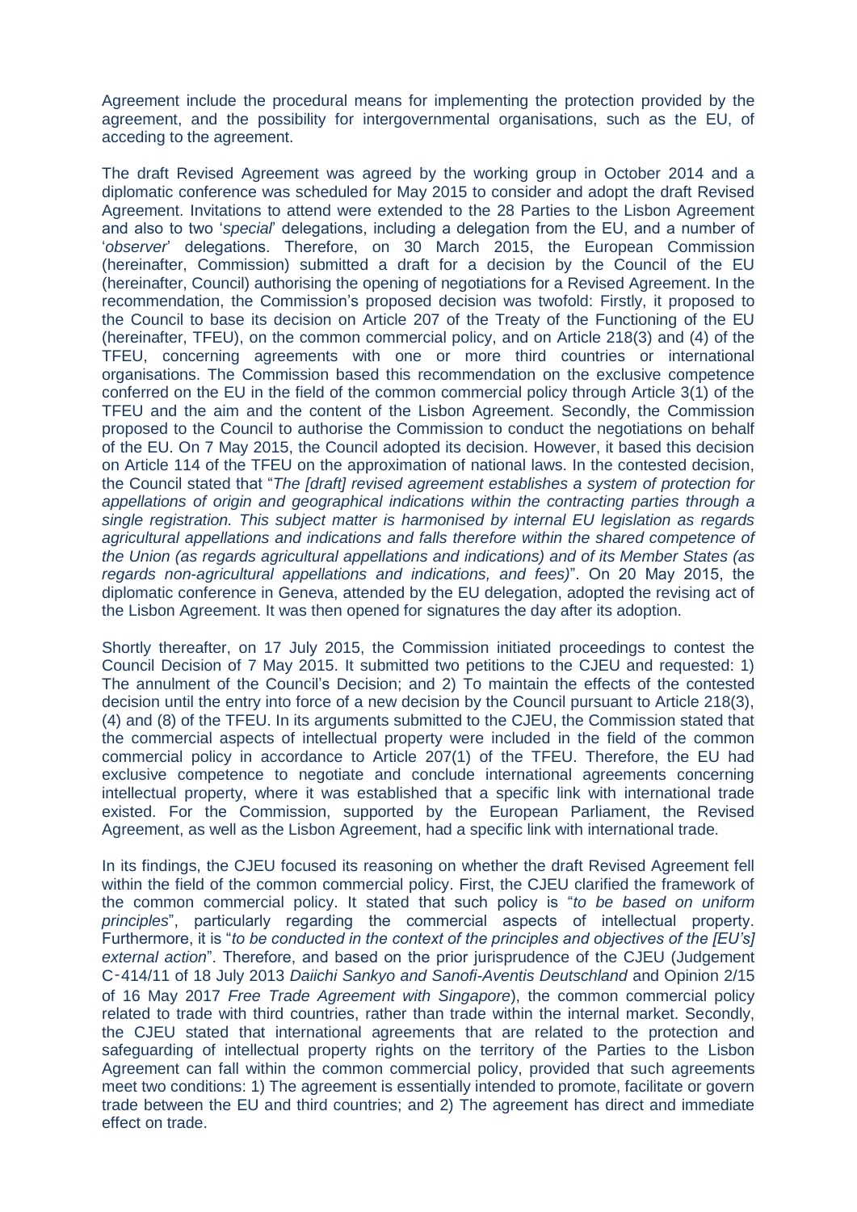Agreement include the procedural means for implementing the protection provided by the agreement, and the possibility for intergovernmental organisations, such as the EU, of acceding to the agreement.

The draft Revised Agreement was agreed by the working group in October 2014 and a diplomatic conference was scheduled for May 2015 to consider and adopt the draft Revised Agreement. Invitations to attend were extended to the 28 Parties to the Lisbon Agreement and also to two '*special*' delegations, including a delegation from the EU, and a number of '*observer*' delegations. Therefore, on 30 March 2015, the European Commission (hereinafter, Commission) submitted a draft for a decision by the Council of the EU (hereinafter, Council) authorising the opening of negotiations for a Revised Agreement. In the recommendation, the Commission's proposed decision was twofold: Firstly, it proposed to the Council to base its decision on Article 207 of the Treaty of the Functioning of the EU (hereinafter, TFEU), on the common commercial policy, and on Article 218(3) and (4) of the TFEU, concerning agreements with one or more third countries or international organisations. The Commission based this recommendation on the exclusive competence conferred on the EU in the field of the common commercial policy through Article 3(1) of the TFEU and the aim and the content of the Lisbon Agreement. Secondly, the Commission proposed to the Council to authorise the Commission to conduct the negotiations on behalf of the EU. On 7 May 2015, the Council adopted its decision. However, it based this decision on Article 114 of the TFEU on the approximation of national laws. In the contested decision, the Council stated that "*The [draft] revised agreement establishes a system of protection for appellations of origin and geographical indications within the contracting parties through a single registration. This subject matter is harmonised by internal EU legislation as regards agricultural appellations and indications and falls therefore within the shared competence of the Union (as regards agricultural appellations and indications) and of its Member States (as regards non-agricultural appellations and indications, and fees)*". On 20 May 2015, the diplomatic conference in Geneva, attended by the EU delegation, adopted the revising act of the Lisbon Agreement. It was then opened for signatures the day after its adoption.

Shortly thereafter, on 17 July 2015, the Commission initiated proceedings to contest the Council Decision of 7 May 2015. It submitted two petitions to the CJEU and requested: 1) The annulment of the Council's Decision; and 2) To maintain the effects of the contested decision until the entry into force of a new decision by the Council pursuant to Article 218(3), (4) and (8) of the TFEU. In its arguments submitted to the CJEU, the Commission stated that the commercial aspects of intellectual property were included in the field of the common commercial policy in accordance to Article 207(1) of the TFEU. Therefore, the EU had exclusive competence to negotiate and conclude international agreements concerning intellectual property, where it was established that a specific link with international trade existed. For the Commission, supported by the European Parliament, the Revised Agreement, as well as the Lisbon Agreement, had a specific link with international trade.

In its findings, the CJEU focused its reasoning on whether the draft Revised Agreement fell within the field of the common commercial policy. First, the CJEU clarified the framework of the common commercial policy. It stated that such policy is "*to be based on uniform principles*", particularly regarding the commercial aspects of intellectual property. Furthermore, it is "*to be conducted in the context of the principles and objectives of the [EU's] external action*". Therefore, and based on the prior jurisprudence of the CJEU (Judgement C‑414/11 of 18 July 2013 *Daiichi Sankyo and Sanofi-Aventis Deutschland* and Opinion 2/15 of 16 May 2017 *Free Trade Agreement with Singapore*), the common commercial policy related to trade with third countries, rather than trade within the internal market. Secondly, the CJEU stated that international agreements that are related to the protection and safeguarding of intellectual property rights on the territory of the Parties to the Lisbon Agreement can fall within the common commercial policy, provided that such agreements meet two conditions: 1) The agreement is essentially intended to promote, facilitate or govern trade between the EU and third countries; and 2) The agreement has direct and immediate effect on trade.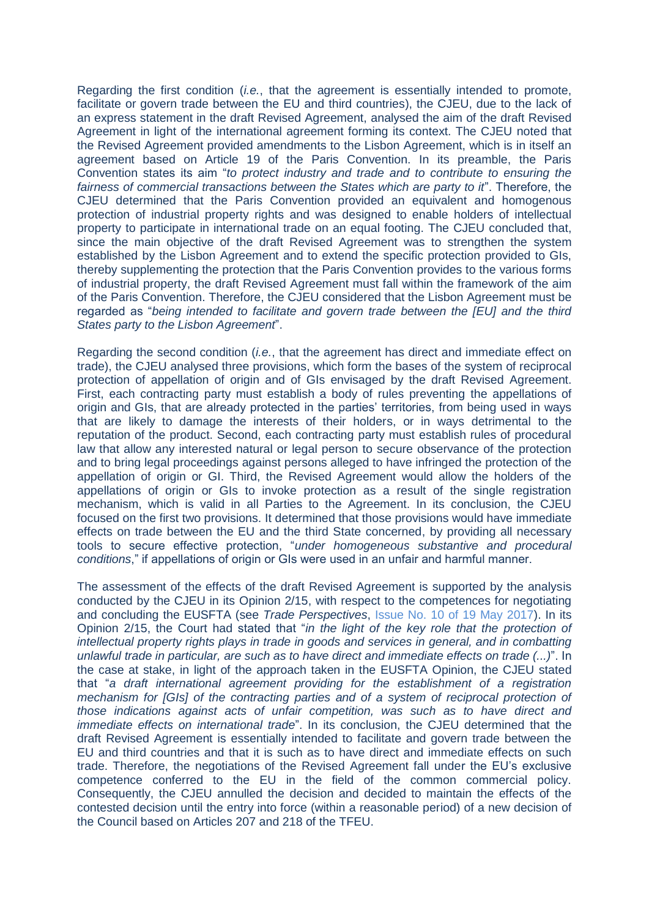Regarding the first condition (*i.e.*, that the agreement is essentially intended to promote, facilitate or govern trade between the EU and third countries), the CJEU, due to the lack of an express statement in the draft Revised Agreement, analysed the aim of the draft Revised Agreement in light of the international agreement forming its context. The CJEU noted that the Revised Agreement provided amendments to the Lisbon Agreement, which is in itself an agreement based on Article 19 of the Paris Convention. In its preamble, the Paris Convention states its aim "*to protect industry and trade and to contribute to ensuring the fairness of commercial transactions between the States which are party to it*". Therefore, the CJEU determined that the Paris Convention provided an equivalent and homogenous protection of industrial property rights and was designed to enable holders of intellectual property to participate in international trade on an equal footing. The CJEU concluded that, since the main objective of the draft Revised Agreement was to strengthen the system established by the Lisbon Agreement and to extend the specific protection provided to GIs, thereby supplementing the protection that the Paris Convention provides to the various forms of industrial property, the draft Revised Agreement must fall within the framework of the aim of the Paris Convention. Therefore, the CJEU considered that the Lisbon Agreement must be regarded as "*being intended to facilitate and govern trade between the [EU] and the third States party to the Lisbon Agreement*".

Regarding the second condition (*i.e.*, that the agreement has direct and immediate effect on trade), the CJEU analysed three provisions, which form the bases of the system of reciprocal protection of appellation of origin and of GIs envisaged by the draft Revised Agreement. First, each contracting party must establish a body of rules preventing the appellations of origin and GIs, that are already protected in the parties' territories, from being used in ways that are likely to damage the interests of their holders, or in ways detrimental to the reputation of the product. Second, each contracting party must establish rules of procedural law that allow any interested natural or legal person to secure observance of the protection and to bring legal proceedings against persons alleged to have infringed the protection of the appellation of origin or GI. Third, the Revised Agreement would allow the holders of the appellations of origin or GIs to invoke protection as a result of the single registration mechanism, which is valid in all Parties to the Agreement. In its conclusion, the CJEU focused on the first two provisions. It determined that those provisions would have immediate effects on trade between the EU and the third State concerned, by providing all necessary tools to secure effective protection, "*under homogeneous substantive and procedural conditions*," if appellations of origin or GIs were used in an unfair and harmful manner.

The assessment of the effects of the draft Revised Agreement is supported by the analysis conducted by the CJEU in its Opinion 2/15, with respect to the competences for negotiating and concluding the EUSFTA (see *Trade Perspectives*, Issue No. 10 of 19 May 2017). In its Opinion 2/15, the Court had stated that "*in the light of the key role that the protection of intellectual property rights plays in trade in goods and services in general, and in combatting unlawful trade in particular, are such as to have direct and immediate effects on trade (...)*". In the case at stake, in light of the approach taken in the EUSFTA Opinion, the CJEU stated that "*a draft international agreement providing for the establishment of a registration mechanism for [GIs] of the contracting parties and of a system of reciprocal protection of those indications against acts of unfair competition, was such as to have direct and immediate effects on international trade*". In its conclusion, the CJEU determined that the draft Revised Agreement is essentially intended to facilitate and govern trade between the EU and third countries and that it is such as to have direct and immediate effects on such trade. Therefore, the negotiations of the Revised Agreement fall under the EU's exclusive competence conferred to the EU in the field of the common commercial policy. Consequently, the CJEU annulled the decision and decided to maintain the effects of the contested decision until the entry into force (within a reasonable period) of a new decision of the Council based on Articles 207 and 218 of the TFEU.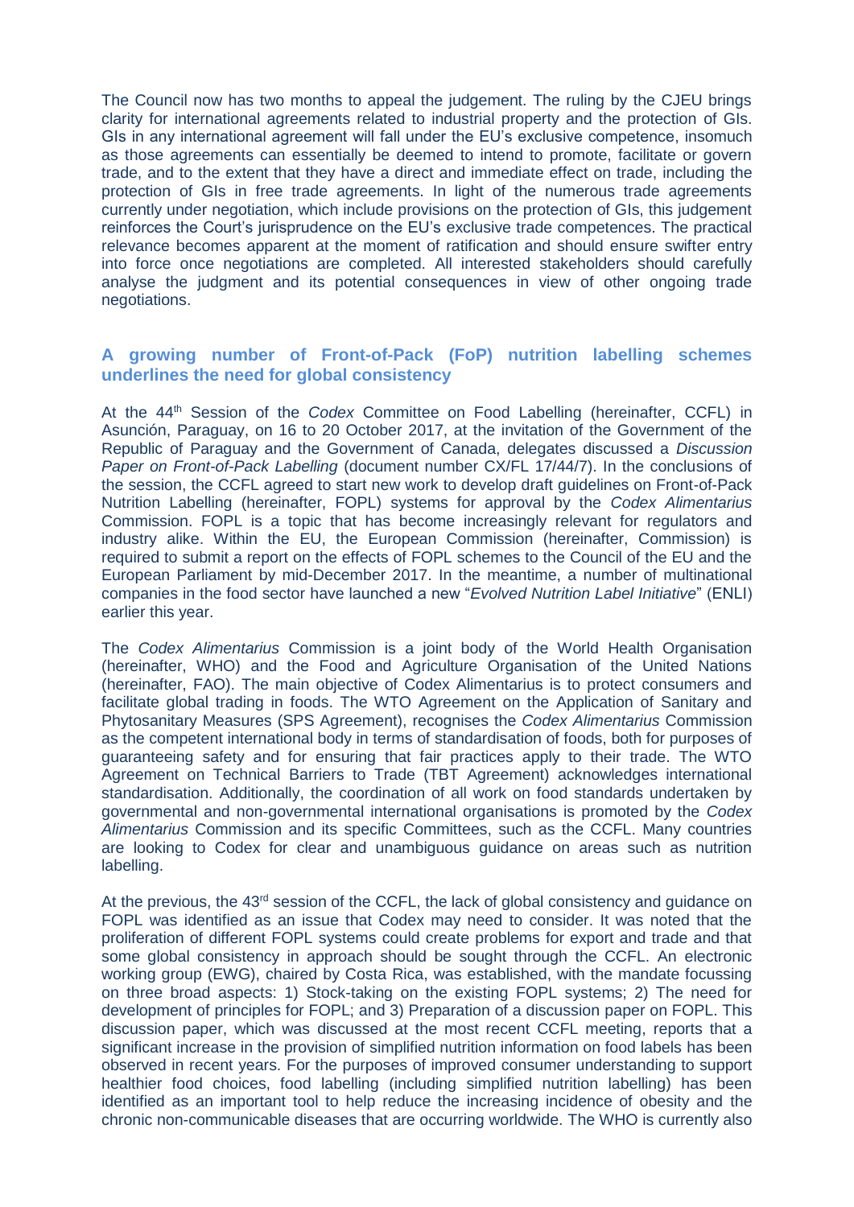The Council now has two months to appeal the judgement. The ruling by the CJEU brings clarity for international agreements related to industrial property and the protection of GIs. GIs in any international agreement will fall under the EU's exclusive competence, insomuch as those agreements can essentially be deemed to intend to promote, facilitate or govern trade, and to the extent that they have a direct and immediate effect on trade, including the protection of GIs in free trade agreements. In light of the numerous trade agreements currently under negotiation, which include provisions on the protection of GIs, this judgement reinforces the Court's jurisprudence on the EU's exclusive trade competences. The practical relevance becomes apparent at the moment of ratification and should ensure swifter entry into force once negotiations are completed. All interested stakeholders should carefully analyse the judgment and its potential consequences in view of other ongoing trade negotiations.

## A growing number of Front-of-Pack (FoP) nutrition labelling schemes underlines the need for global consistency

At the 44th Session of the *Codex* Committee on Food Labelling (hereinafter, CCFL) in Asunción, Paraguay, on 16 to 20 October 2017, at the invitation of the Government of the Republic of Paraguay and the Government of Canada, delegates discussed a *Discussion Paper on Front-of-Pack Labelling* (document number CX/FL 17/44/7). In the conclusions of the session, the CCFL agreed to start new work to develop draft guidelines on Front-of-Pack Nutrition Labelling (hereinafter, FOPL) systems for approval by the *Codex Alimentarius* Commission. FOPL is a topic that has become increasingly relevant for regulators and industry alike. Within the EU, the European Commission (hereinafter, Commission) is required to submit a report on the effects of FOPL schemes to the Council of the EU and the European Parliament by mid-December 2017. In the meantime, a number of multinational companies in the food sector have launched a new "*Evolved Nutrition Label Initiative*" (ENLI) earlier this year.

The *Codex Alimentarius* Commission is a joint body of the World Health Organisation (hereinafter, WHO) and the Food and Agriculture Organisation of the United Nations (hereinafter, FAO). The main objective of Codex Alimentarius is to protect consumers and facilitate global trading in foods. The WTO Agreement on the Application of Sanitary and Phytosanitary Measures (SPS Agreement), recognises the *Codex Alimentarius* Commission as the competent international body in terms of standardisation of foods, both for purposes of guaranteeing safety and for ensuring that fair practices apply to their trade. The WTO Agreement on Technical Barriers to Trade (TBT Agreement) acknowledges international standardisation. Additionally, the coordination of all work on food standards undertaken by governmental and non-governmental international organisations is promoted by the *Codex Alimentarius* Commission and its specific Committees, such as the CCFL. Many countries are looking to Codex for clear and unambiguous guidance on areas such as nutrition labelling.

At the previous, the 43rd session of the CCFL, the lack of global consistency and guidance on FOPL was identified as an issue that Codex may need to consider. It was noted that the proliferation of different FOPL systems could create problems for export and trade and that some global consistency in approach should be sought through the CCFL. An electronic working group (EWG), chaired by Costa Rica, was established, with the mandate focussing on three broad aspects: 1) Stock-taking on the existing FOPL systems; 2) The need for development of principles for FOPL; and 3) Preparation of a discussion paper on FOPL. This discussion paper, which was discussed at the most recent CCFL meeting, reports that a significant increase in the provision of simplified nutrition information on food labels has been observed in recent years. For the purposes of improved consumer understanding to support healthier food choices, food labelling (including simplified nutrition labelling) has been identified as an important tool to help reduce the increasing incidence of obesity and the chronic non-communicable diseases that are occurring worldwide. The WHO is currently also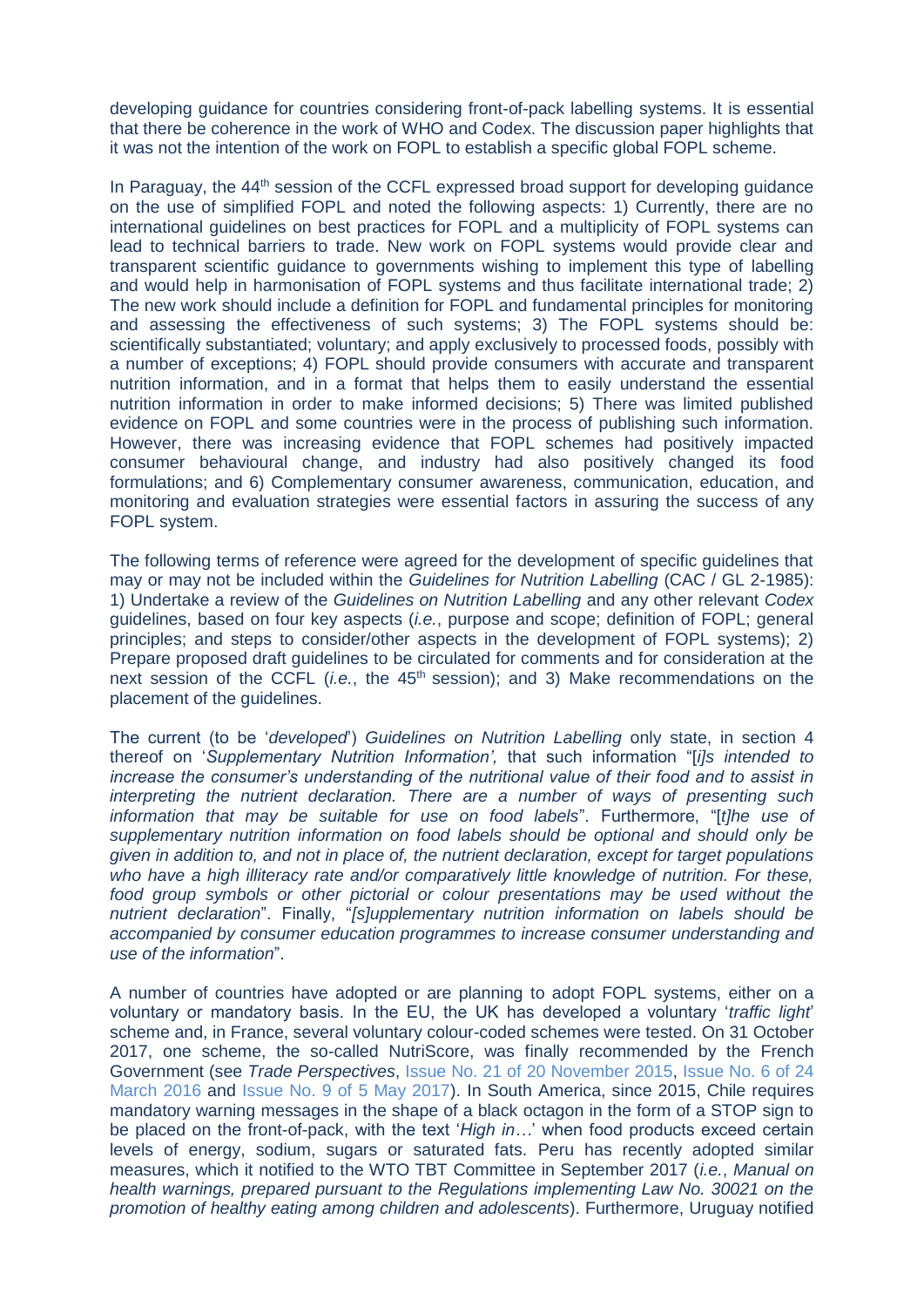developing guidance for countries considering front-of-pack labelling systems. It is essential that there be coherence in the work of WHO and Codex. The discussion paper highlights that it was not the intention of the work on FOPL to establish a specific global FOPL scheme.

In Paraguay, the 44th session of the CCFL expressed broad support for developing guidance on the use of simplified FOPL and noted the following aspects: 1) Currently, there are no international guidelines on best practices for FOPL and a multiplicity of FOPL systems can lead to technical barriers to trade. New work on FOPL systems would provide clear and transparent scientific guidance to governments wishing to implement this type of labelling and would help in harmonisation of FOPL systems and thus facilitate international trade; 2) The new work should include a definition for FOPL and fundamental principles for monitoring and assessing the effectiveness of such systems; 3) The FOPL systems should be: scientifically substantiated; voluntary; and apply exclusively to processed foods, possibly with a number of exceptions; 4) FOPL should provide consumers with accurate and transparent nutrition information, and in a format that helps them to easily understand the essential nutrition information in order to make informed decisions; 5) There was limited published evidence on FOPL and some countries were in the process of publishing such information. However, there was increasing evidence that FOPL schemes had positively impacted consumer behavioural change, and industry had also positively changed its food formulations; and 6) Complementary consumer awareness, communication, education, and monitoring and evaluation strategies were essential factors in assuring the success of any FOPL system.

The following terms of reference were agreed for the development of specific guidelines that may or may not be included within the *Guidelines for Nutrition Labelling* (CAC / GL 2-1985): 1) Undertake a review of the *Guidelines on Nutrition Labelling* and any other relevant *Codex* guidelines, based on four key aspects (*i.e.*, purpose and scope; definition of FOPL; general principles; and steps to consider/other aspects in the development of FOPL systems); 2) Prepare proposed draft guidelines to be circulated for comments and for consideration at the next session of the CCFL (*i.e.*, the 45th session); and 3) Make recommendations on the placement of the guidelines.

The current (to be '*developed*') *Guidelines on Nutrition Labelling* only state, in section 4 thereof on '*Supplementary Nutrition Information',* that such information "[*i]s intended to increase the consumer's understanding of the nutritional value of their food and to assist in interpreting the nutrient declaration. There are a number of ways of presenting such information that may be suitable for use on food labels*". Furthermore, "[*t]he use of supplementary nutrition information on food labels should be optional and should only be given in addition to, and not in place of, the nutrient declaration, except for target populations who have a high illiteracy rate and/or comparatively little knowledge of nutrition. For these, food group symbols or other pictorial or colour presentations may be used without the nutrient declaration*". Finally, "*[s]upplementary nutrition information on labels should be accompanied by consumer education programmes to increase consumer understanding and use of the information*".

A number of countries have adopted or are planning to adopt FOPL systems, either on a voluntary or mandatory basis. In the EU, the UK has developed a voluntary '*traffic light*' scheme and, in France, several voluntary colour-coded schemes were tested. On 31 October 2017, one scheme, the so-called NutriScore, was finally recommended by the French Government (see *Trade Perspectives*, Issue No. 21 of 20 November 2015, Issue No. 6 of 24 March 2016 and Issue No. 9 of 5 May 2017). In South America, since 2015, Chile requires mandatory warning messages in the shape of a black octagon in the form of a STOP sign to be placed on the front-of-pack, with the text '*High in…*' when food products exceed certain levels of energy, sodium, sugars or saturated fats. Peru has recently adopted similar measures, which it notified to the WTO TBT Committee in September 2017 (*i.e.*, *Manual on health warnings, prepared pursuant to the Regulations implementing Law No. 30021 on the promotion of healthy eating among children and adolescents*). Furthermore, Uruguay notified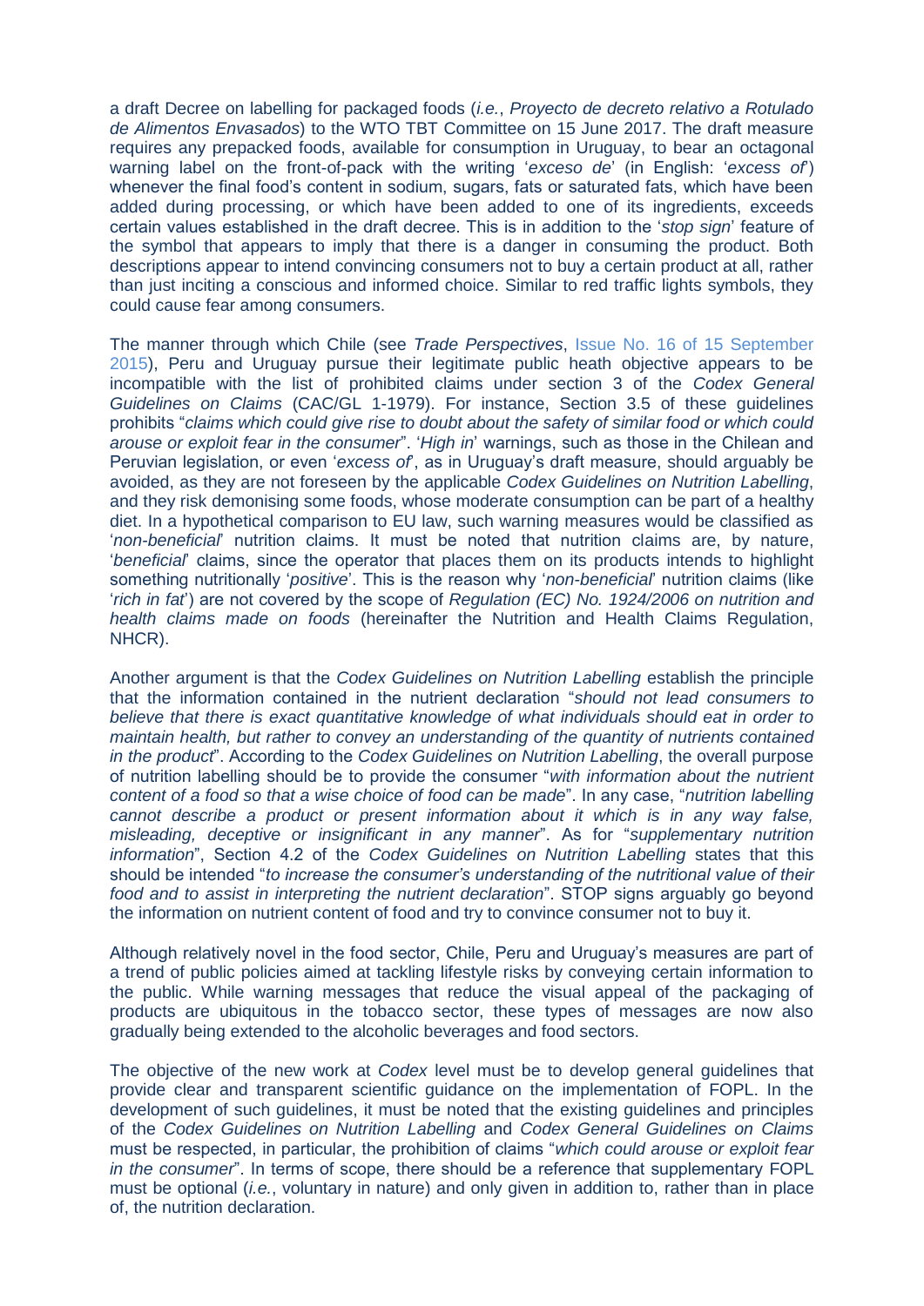a draft Decree on labelling for packaged foods (*i.e.*, *Proyecto de decreto relativo a Rotulado de Alimentos Envasados*) to the WTO TBT Committee on 15 June 2017. The draft measure requires any prepacked foods, available for consumption in Uruguay, to bear an octagonal warning label on the front-of-pack with the writing '*exceso de*' (in English: '*excess of*') whenever the final food's content in sodium, sugars, fats or saturated fats, which have been added during processing, or which have been added to one of its ingredients, exceeds certain values established in the draft decree. This is in addition to the '*stop sign*' feature of the symbol that appears to imply that there is a danger in consuming the product. Both descriptions appear to intend convincing consumers not to buy a certain product at all, rather than just inciting a conscious and informed choice. Similar to red traffic lights symbols, they could cause fear among consumers.

The manner through which Chile (see *Trade Perspectives*, Issue No. 16 of 15 September 2015), Peru and Uruguay pursue their legitimate public heath objective appears to be incompatible with the list of prohibited claims under section 3 of the *Codex General Guidelines on Claims* (CAC/GL 1-1979). For instance, Section 3.5 of these guidelines prohibits "*claims which could give rise to doubt about the safety of similar food or which could arouse or exploit fear in the consumer*". '*High in*' warnings, such as those in the Chilean and Peruvian legislation, or even '*excess of*', as in Uruguay's draft measure, should arguably be avoided, as they are not foreseen by the applicable *Codex Guidelines on Nutrition Labelling*, and they risk demonising some foods, whose moderate consumption can be part of a healthy diet. In a hypothetical comparison to EU law, such warning measures would be classified as '*non-beneficial*' nutrition claims. It must be noted that nutrition claims are, by nature, '*beneficial*' claims, since the operator that places them on its products intends to highlight something nutritionally '*positive*'. This is the reason why '*non-beneficial*' nutrition claims (like '*rich in fat*') are not covered by the scope of *Regulation (EC) No. 1924/2006 on nutrition and health claims made on foods* (hereinafter the Nutrition and Health Claims Regulation, NHCR).

Another argument is that the *Codex Guidelines on Nutrition Labelling* establish the principle that the information contained in the nutrient declaration "*should not lead consumers to believe that there is exact quantitative knowledge of what individuals should eat in order to maintain health, but rather to convey an understanding of the quantity of nutrients contained in the product*". According to the *Codex Guidelines on Nutrition Labelling*, the overall purpose of nutrition labelling should be to provide the consumer "*with information about the nutrient content of a food so that a wise choice of food can be made*". In any case, "*nutrition labelling cannot describe a product or present information about it which is in any way false, misleading, deceptive or insignificant in any manner*". As for "*supplementary nutrition information*", Section 4.2 of the *Codex Guidelines on Nutrition Labelling* states that this should be intended "*to increase the consumer's understanding of the nutritional value of their food and to assist in interpreting the nutrient declaration*". STOP signs arguably go beyond the information on nutrient content of food and try to convince consumer not to buy it.

Although relatively novel in the food sector, Chile, Peru and Uruguay's measures are part of a trend of public policies aimed at tackling lifestyle risks by conveying certain information to the public. While warning messages that reduce the visual appeal of the packaging of products are ubiquitous in the tobacco sector, these types of messages are now also gradually being extended to the alcoholic beverages and food sectors.

The objective of the new work at *Codex* level must be to develop general guidelines that provide clear and transparent scientific guidance on the implementation of FOPL. In the development of such guidelines, it must be noted that the existing guidelines and principles of the *Codex Guidelines on Nutrition Labelling* and *Codex General Guidelines on Claims* must be respected, in particular, the prohibition of claims "*which could arouse or exploit fear in the consumer*". In terms of scope, there should be a reference that supplementary FOPL must be optional (*i.e.*, voluntary in nature) and only given in addition to, rather than in place of, the nutrition declaration.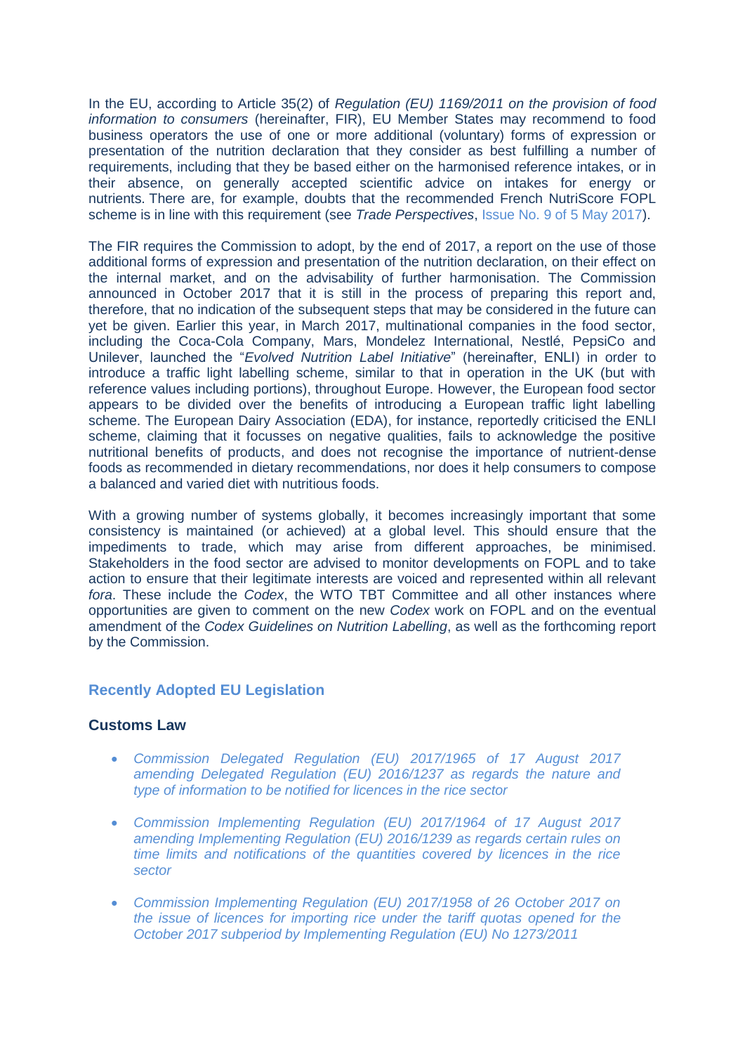In the EU, according to Article 35(2) of *Regulation (EU) 1169/2011 on the provision of food information to consumers* (hereinafter, FIR), EU Member States may recommend to food business operators the use of one or more additional (voluntary) forms of expression or presentation of the nutrition declaration that they consider as best fulfilling a number of requirements, including that they be based either on the harmonised reference intakes, or in their absence, on generally accepted scientific advice on intakes for energy or nutrients. There are, for example, doubts that the recommended French NutriScore FOPL scheme is in line with this requirement (see *Trade Perspectives*, Issue No. 9 of 5 May 2017).

The FIR requires the Commission to adopt, by the end of 2017, a report on the use of those additional forms of expression and presentation of the nutrition declaration, on their effect on the internal market, and on the advisability of further harmonisation. The Commission announced in October 2017 that it is still in the process of preparing this report and, therefore, that no indication of the subsequent steps that may be considered in the future can yet be given. Earlier this year, in March 2017, multinational companies in the food sector, including the Coca-Cola Company, Mars, Mondelez International, Nestlé, PepsiCo and Unilever, launched the "*Evolved Nutrition Label Initiative*" (hereinafter, ENLI) in order to introduce a traffic light labelling scheme, similar to that in operation in the UK (but with reference values including portions), throughout Europe. However, the European food sector appears to be divided over the benefits of introducing a European traffic light labelling scheme. The European Dairy Association (EDA), for instance, reportedly criticised the ENLI scheme, claiming that it focusses on negative qualities, fails to acknowledge the positive nutritional benefits of products, and does not recognise the importance of nutrient-dense foods as recommended in dietary recommendations, nor does it help consumers to compose a balanced and varied diet with nutritious foods.

With a growing number of systems globally, it becomes increasingly important that some consistency is maintained (or achieved) at a global level. This should ensure that the impediments to trade, which may arise from different approaches, be minimised. Stakeholders in the food sector are advised to monitor developments on FOPL and to take action to ensure that their legitimate interests are voiced and represented within all relevant *fora*. These include the *Codex*, the WTO TBT Committee and all other instances where opportunities are given to comment on the new *Codex* work on FOPL and on the eventual amendment of the *Codex Guidelines on Nutrition Labelling*, as well as the forthcoming report by the Commission.

## Recently Adopted EU Legislation

### Customs Law

- *Commission Delegated Regulation (EU) 2017/1965 of 17 August 2017 amending Delegated Regulation (EU) 2016/1237 as regards the nature and type of information to be notified for licences in the rice sector*
- *Commission Implementing Regulation (EU) 2017/1964 of 17 August 2017 amending Implementing Regulation (EU) 2016/1239 as regards certain rules on time limits and notifications of the quantities covered by licences in the rice sector*
- *Commission Implementing Regulation (EU) 2017/1958 of 26 October 2017 on the issue of licences for importing rice under the tariff quotas opened for the October 2017 subperiod by Implementing Regulation (EU) No 1273/2011*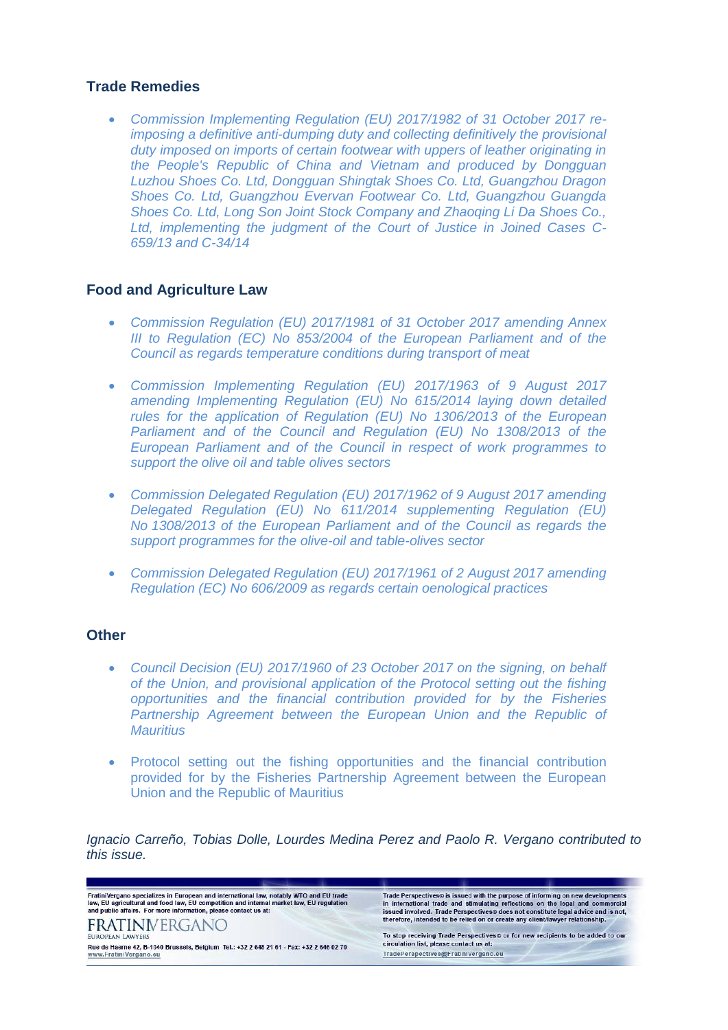## Trade Remedies

- *Commission Implementing Regulation (EU) 2017/1982 of 31 October 2017 re-imposing a definitive anti-dumping duty and collecting definitively the provisional duty imposed on imports of certain footwear with uppers of leather originating in the People's Republic of China and Vietnam and produced by Dongguan Luzhou Shoes Co. Ltd, Dongguan Shingtak Shoes Co. Ltd, Guangzhou Dragon Shoes Co. Ltd, Guangzhou Evervan Footwear Co. Ltd, Guangzhou Guangda Shoes Co. Ltd, Long Son Joint Stock Company and Zhaoqing Li Da Shoes Co., Ltd, implementing the judgment of the Court of Justice in Joined Cases C-659/13 and C-34/14*

## Food and Agriculture Law

- *Commission Regulation (EU) 2017/1981 of 31 October 2017 amending Annex III to Regulation (EC) No 853/2004 of the European Parliament and of the Council as regards temperature conditions during transport of meat*

- *Commission Implementing Regulation (EU) 2017/1963 of 9 August 2017 amending Implementing Regulation (EU) No 615/2014 laying down detailed rules for the application of Regulation (EU) No 1306/2013 of the European Parliament and of the Council and Regulation (EU) No 1308/2013 of the European Parliament and of the Council in respect of work programmes to support the olive oil and table olives sectors*

- *Commission Delegated Regulation (EU) 2017/1962 of 9 August 2017 amending Delegated Regulation (EU) No 611/2014 supplementing Regulation (EU) No 1308/2013 of the European Parliament and of the Council as regards the support programmes for the olive-oil and table-olives sector*

- *Commission Delegated Regulation (EU) 2017/1961 of 2 August 2017 amending Regulation (EC) No 606/2009 as regards certain oenological practices*

## Other

- *Council Decision (EU) 2017/1960 of 23 October 2017 on the signing, on behalf of the Union, and provisional application of the Protocol setting out the fishing opportunities and the financial contribution provided for by the Fisheries Partnership Agreement between the European Union and the Republic of Mauritius*

- Protocol setting out the fishing opportunities and the financial contribution provided for by the Fisheries Partnership Agreement between the European Union and the Republic of Mauritius

*Ignacio Carreño, Tobias Dolle, Lourdes Medina Perez and Paolo R. Vergano contributed to this issue.*

FratiniVergano specializes in European and international law, notably WTO and EU trade law, EU agricultural and food law, EU competition and internal market law, EU regulation and public affairs. For more information, please contact us at:

FRATINIVERGANO
EUROPEAN LAWYERS

Rue de Haerne 42, B-1040 Brussels, Belgium Tel.: +32 2 648 21 61 - Fax: +32 2 646 02 70
www.FratiniVergano.eu

Trade Perspectives© is issued with the purpose of informing on new developments in international trade and stimulating reflections on the legal and commercial issued involved. Trade Perspectives© does not constitute legal advice and is not, therefore, intended to be relied on or create any client/lawyer relationship.

To stop receiving Trade Perspectives© or for new recipients to be added to our circulation list, please contact us at:
TradePerspectives@FratiniVergano.eu